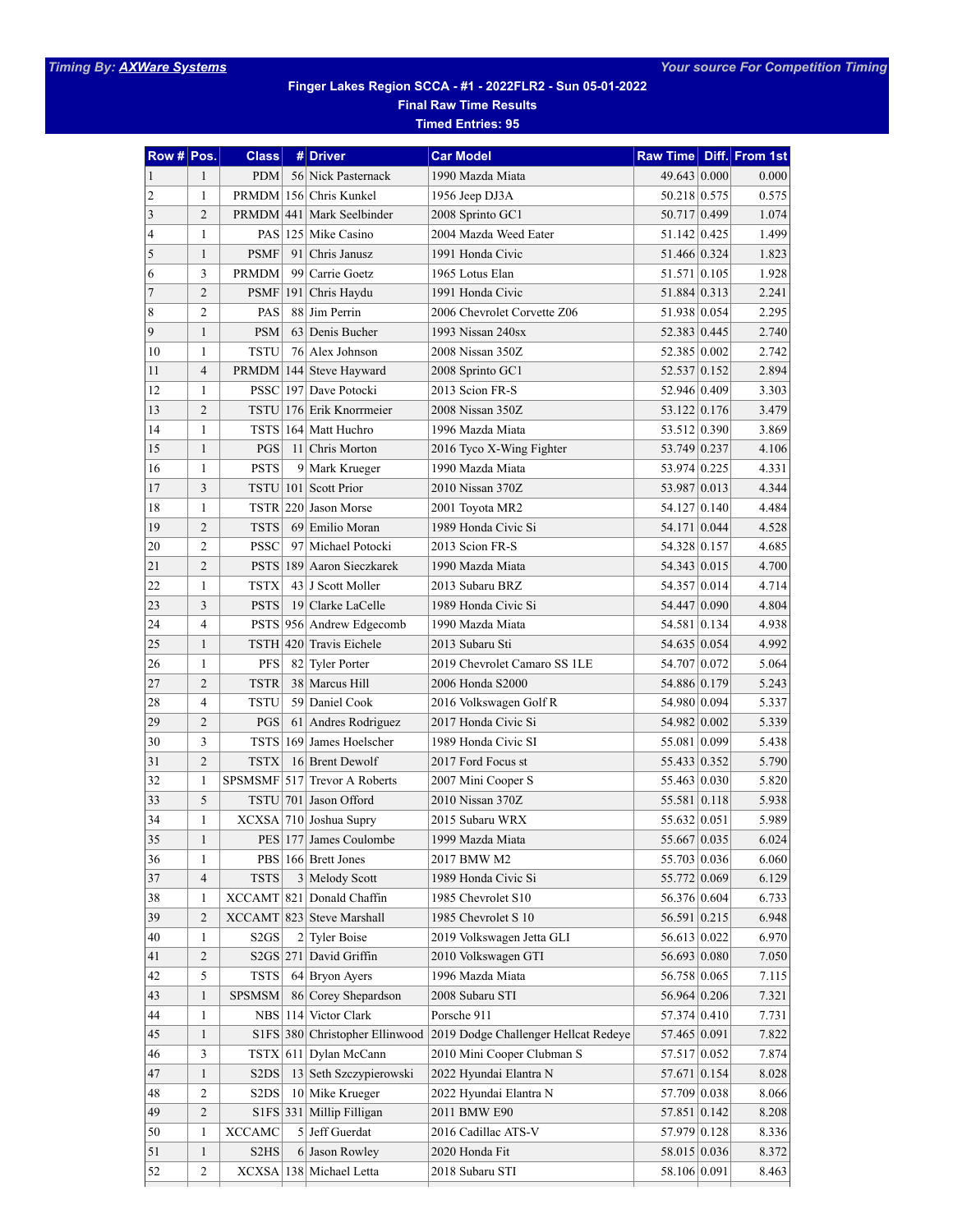Timing By: AXWare Systems

Your source For Competition Timing

**Finger Lakes Region SCCA - #1 - 2022FLR2 - Sun 05-01-2022**

**Final Raw Time Results**

**Timed Entries: 95**

| Row # | Pos. | Class | # | Driver | Car Model | Raw Time | Diff. | From 1st |
|---|---|---|---|---|---|---|---|---|
| 1 | 1 | PDM | 56 | Nick Pasternack | 1990 Mazda Miata | 49.643 | 0.000 | 0.000 |
| 2 | 1 | PRMDM | 156 | Chris Kunkel | 1956 Jeep DJ3A | 50.218 | 0.575 | 0.575 |
| 3 | 2 | PRMDM | 441 | Mark Seelbinder | 2008 Sprinto GC1 | 50.717 | 0.499 | 1.074 |
| 4 | 1 | PAS | 125 | Mike Casino | 2004 Mazda Weed Eater | 51.142 | 0.425 | 1.499 |
| 5 | 1 | PSMF | 91 | Chris Janusz | 1991 Honda Civic | 51.466 | 0.324 | 1.823 |
| 6 | 3 | PRMDM | 99 | Carrie Goetz | 1965 Lotus Elan | 51.571 | 0.105 | 1.928 |
| 7 | 2 | PSMF | 191 | Chris Haydu | 1991 Honda Civic | 51.884 | 0.313 | 2.241 |
| 8 | 2 | PAS | 88 | Jim Perrin | 2006 Chevrolet Corvette Z06 | 51.938 | 0.054 | 2.295 |
| 9 | 1 | PSM | 63 | Denis Bucher | 1993 Nissan 240sx | 52.383 | 0.445 | 2.740 |
| 10 | 1 | TSTU | 76 | Alex Johnson | 2008 Nissan 350Z | 52.385 | 0.002 | 2.742 |
| 11 | 4 | PRMDM | 144 | Steve Hayward | 2008 Sprinto GC1 | 52.537 | 0.152 | 2.894 |
| 12 | 1 | PSSC | 197 | Dave Potocki | 2013 Scion FR-S | 52.946 | 0.409 | 3.303 |
| 13 | 2 | TSTU | 176 | Erik Knorrmeier | 2008 Nissan 350Z | 53.122 | 0.176 | 3.479 |
| 14 | 1 | TSTS | 164 | Matt Huchro | 1996 Mazda Miata | 53.512 | 0.390 | 3.869 |
| 15 | 1 | PGS | 11 | Chris Morton | 2016 Tyco X-Wing Fighter | 53.749 | 0.237 | 4.106 |
| 16 | 1 | PSTS | 9 | Mark Krueger | 1990 Mazda Miata | 53.974 | 0.225 | 4.331 |
| 17 | 3 | TSTU | 101 | Scott Prior | 2010 Nissan 370Z | 53.987 | 0.013 | 4.344 |
| 18 | 1 | TSTR | 220 | Jason Morse | 2001 Toyota MR2 | 54.127 | 0.140 | 4.484 |
| 19 | 2 | TSTS | 69 | Emilio Moran | 1989 Honda Civic Si | 54.171 | 0.044 | 4.528 |
| 20 | 2 | PSSC | 97 | Michael Potocki | 2013 Scion FR-S | 54.328 | 0.157 | 4.685 |
| 21 | 2 | PSTS | 189 | Aaron Sieczkarek | 1990 Mazda Miata | 54.343 | 0.015 | 4.700 |
| 22 | 1 | TSTX | 43 | J Scott Moller | 2013 Subaru BRZ | 54.357 | 0.014 | 4.714 |
| 23 | 3 | PSTS | 19 | Clarke LaCelle | 1989 Honda Civic Si | 54.447 | 0.090 | 4.804 |
| 24 | 4 | PSTS | 956 | Andrew Edgecomb | 1990 Mazda Miata | 54.581 | 0.134 | 4.938 |
| 25 | 1 | TSTH | 420 | Travis Eichele | 2013 Subaru Sti | 54.635 | 0.054 | 4.992 |
| 26 | 1 | PFS | 82 | Tyler Porter | 2019 Chevrolet Camaro SS 1LE | 54.707 | 0.072 | 5.064 |
| 27 | 2 | TSTR | 38 | Marcus Hill | 2006 Honda S2000 | 54.886 | 0.179 | 5.243 |
| 28 | 4 | TSTU | 59 | Daniel Cook | 2016 Volkswagen Golf R | 54.980 | 0.094 | 5.337 |
| 29 | 2 | PGS | 61 | Andres Rodriguez | 2017 Honda Civic Si | 54.982 | 0.002 | 5.339 |
| 30 | 3 | TSTS | 169 | James Hoelscher | 1989 Honda Civic SI | 55.081 | 0.099 | 5.438 |
| 31 | 2 | TSTX | 16 | Brent Dewolf | 2017 Ford Focus st | 55.433 | 0.352 | 5.790 |
| 32 | 1 | SPSMSMF | 517 | Trevor A Roberts | 2007 Mini Cooper S | 55.463 | 0.030 | 5.820 |
| 33 | 5 | TSTU | 701 | Jason Offord | 2010 Nissan 370Z | 55.581 | 0.118 | 5.938 |
| 34 | 1 | XCXSA | 710 | Joshua Supry | 2015 Subaru WRX | 55.632 | 0.051 | 5.989 |
| 35 | 1 | PES | 177 | James Coulombe | 1999 Mazda Miata | 55.667 | 0.035 | 6.024 |
| 36 | 1 | PBS | 166 | Brett Jones | 2017 BMW M2 | 55.703 | 0.036 | 6.060 |
| 37 | 4 | TSTS | 3 | Melody Scott | 1989 Honda Civic Si | 55.772 | 0.069 | 6.129 |
| 38 | 1 | XCCAMT | 821 | Donald Chaffin | 1985 Chevrolet S10 | 56.376 | 0.604 | 6.733 |
| 39 | 2 | XCCAMT | 823 | Steve Marshall | 1985 Chevrolet S 10 | 56.591 | 0.215 | 6.948 |
| 40 | 1 | S2GS | 2 | Tyler Boise | 2019 Volkswagen Jetta GLI | 56.613 | 0.022 | 6.970 |
| 41 | 2 | S2GS | 271 | David Griffin | 2010 Volkswagen GTI | 56.693 | 0.080 | 7.050 |
| 42 | 5 | TSTS | 64 | Bryon Ayers | 1996 Mazda Miata | 56.758 | 0.065 | 7.115 |
| 43 | 1 | SPSMSM | 86 | Corey Shepardson | 2008 Subaru STI | 56.964 | 0.206 | 7.321 |
| 44 | 1 | NBS | 114 | Victor Clark | Porsche 911 | 57.374 | 0.410 | 7.731 |
| 45 | 1 | S1FS | 380 | Christopher Ellinwood | 2019 Dodge Challenger Hellcat Redeye | 57.465 | 0.091 | 7.822 |
| 46 | 3 | TSTX | 611 | Dylan McCann | 2010 Mini Cooper Clubman S | 57.517 | 0.052 | 7.874 |
| 47 | 1 | S2DS | 13 | Seth Szczypierowski | 2022 Hyundai Elantra N | 57.671 | 0.154 | 8.028 |
| 48 | 2 | S2DS | 10 | Mike Krueger | 2022 Hyundai Elantra N | 57.709 | 0.038 | 8.066 |
| 49 | 2 | S1FS | 331 | Millip Filligan | 2011 BMW E90 | 57.851 | 0.142 | 8.208 |
| 50 | 1 | XCCAMC | 5 | Jeff Guerdat | 2016 Cadillac ATS-V | 57.979 | 0.128 | 8.336 |
| 51 | 1 | S2HS | 6 | Jason Rowley | 2020 Honda Fit | 58.015 | 0.036 | 8.372 |
| 52 | 2 | XCXSA | 138 | Michael Letta | 2018 Subaru STI | 58.106 | 0.091 | 8.463 |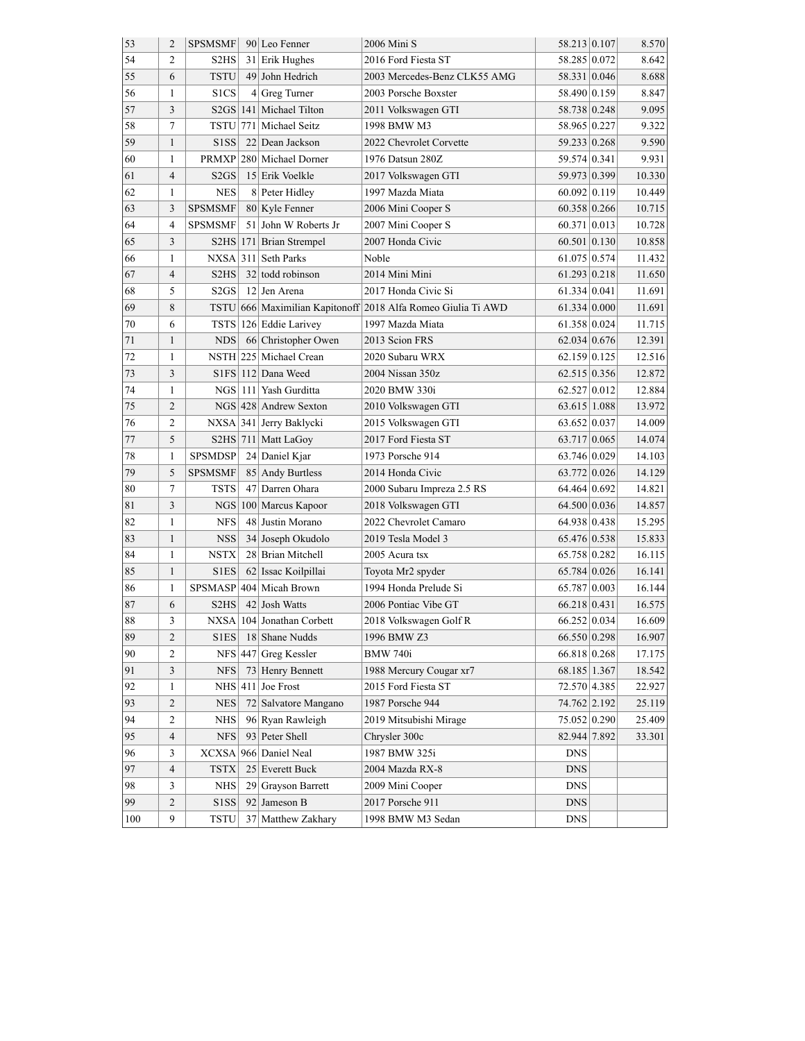| | | | | | | | | |
|---|---|---|---|---|---|---|---|---|
| 53 | 2 | SPSMSMF | 90 | Leo Fenner | 2006 Mini S | 58.213 | 0.107 | 8.570 |
| 54 | 2 | S2HS | 31 | Erik Hughes | 2016 Ford Fiesta ST | 58.285 | 0.072 | 8.642 |
| 55 | 6 | TSTU | 49 | John Hedrich | 2003 Mercedes-Benz CLK55 AMG | 58.331 | 0.046 | 8.688 |
| 56 | 1 | S1CS | 4 | Greg Turner | 2003 Porsche Boxster | 58.490 | 0.159 | 8.847 |
| 57 | 3 | S2GS | 141 | Michael Tilton | 2011 Volkswagen GTI | 58.738 | 0.248 | 9.095 |
| 58 | 7 | TSTU | 771 | Michael Seitz | 1998 BMW M3 | 58.965 | 0.227 | 9.322 |
| 59 | 1 | S1SS | 22 | Dean Jackson | 2022 Chevrolet Corvette | 59.233 | 0.268 | 9.590 |
| 60 | 1 | PRMXP | 280 | Michael Dorner | 1976 Datsun 280Z | 59.574 | 0.341 | 9.931 |
| 61 | 4 | S2GS | 15 | Erik Voelkle | 2017 Volkswagen GTI | 59.973 | 0.399 | 10.330 |
| 62 | 1 | NES | 8 | Peter Hidley | 1997 Mazda Miata | 60.092 | 0.119 | 10.449 |
| 63 | 3 | SPSMSMF | 80 | Kyle Fenner | 2006 Mini Cooper S | 60.358 | 0.266 | 10.715 |
| 64 | 4 | SPSMSMF | 51 | John W Roberts Jr | 2007 Mini Cooper S | 60.371 | 0.013 | 10.728 |
| 65 | 3 | S2HS | 171 | Brian Strempel | 2007 Honda Civic | 60.501 | 0.130 | 10.858 |
| 66 | 1 | NXSA | 311 | Seth Parks | Noble | 61.075 | 0.574 | 11.432 |
| 67 | 4 | S2HS | 32 | todd robinson | 2014 Mini Mini | 61.293 | 0.218 | 11.650 |
| 68 | 5 | S2GS | 12 | Jen Arena | 2017 Honda Civic Si | 61.334 | 0.041 | 11.691 |
| 69 | 8 | TSTU | 666 | Maximilian Kapitonoff | 2018 Alfa Romeo Giulia Ti AWD | 61.334 | 0.000 | 11.691 |
| 70 | 6 | TSTS | 126 | Eddie Larivey | 1997 Mazda Miata | 61.358 | 0.024 | 11.715 |
| 71 | 1 | NDS | 66 | Christopher Owen | 2013 Scion FRS | 62.034 | 0.676 | 12.391 |
| 72 | 1 | NSTH | 225 | Michael Crean | 2020 Subaru WRX | 62.159 | 0.125 | 12.516 |
| 73 | 3 | S1FS | 112 | Dana Weed | 2004 Nissan 350z | 62.515 | 0.356 | 12.872 |
| 74 | 1 | NGS | 111 | Yash Gurditta | 2020 BMW 330i | 62.527 | 0.012 | 12.884 |
| 75 | 2 | NGS | 428 | Andrew Sexton | 2010 Volkswagen GTI | 63.615 | 1.088 | 13.972 |
| 76 | 2 | NXSA | 341 | Jerry Baklycki | 2015 Volkswagen GTI | 63.652 | 0.037 | 14.009 |
| 77 | 5 | S2HS | 711 | Matt LaGoy | 2017 Ford Fiesta ST | 63.717 | 0.065 | 14.074 |
| 78 | 1 | SPSMDSP | 24 | Daniel Kjar | 1973 Porsche 914 | 63.746 | 0.029 | 14.103 |
| 79 | 5 | SPSMSMF | 85 | Andy Burtless | 2014 Honda Civic | 63.772 | 0.026 | 14.129 |
| 80 | 7 | TSTS | 47 | Darren Ohara | 2000 Subaru Impreza 2.5 RS | 64.464 | 0.692 | 14.821 |
| 81 | 3 | NGS | 100 | Marcus Kapoor | 2018 Volkswagen GTI | 64.500 | 0.036 | 14.857 |
| 82 | 1 | NFS | 48 | Justin Morano | 2022 Chevrolet Camaro | 64.938 | 0.438 | 15.295 |
| 83 | 1 | NSS | 34 | Joseph Okudolo | 2019 Tesla Model 3 | 65.476 | 0.538 | 15.833 |
| 84 | 1 | NSTX | 28 | Brian Mitchell | 2005 Acura tsx | 65.758 | 0.282 | 16.115 |
| 85 | 1 | S1ES | 62 | Issac Koilpillai | Toyota Mr2 spyder | 65.784 | 0.026 | 16.141 |
| 86 | 1 | SPSMASP | 404 | Micah Brown | 1994 Honda Prelude Si | 65.787 | 0.003 | 16.144 |
| 87 | 6 | S2HS | 42 | Josh Watts | 2006 Pontiac Vibe GT | 66.218 | 0.431 | 16.575 |
| 88 | 3 | NXSA | 104 | Jonathan Corbett | 2018 Volkswagen Golf R | 66.252 | 0.034 | 16.609 |
| 89 | 2 | S1ES | 18 | Shane Nudds | 1996 BMW Z3 | 66.550 | 0.298 | 16.907 |
| 90 | 2 | NFS | 447 | Greg Kessler | BMW 740i | 66.818 | 0.268 | 17.175 |
| 91 | 3 | NFS | 73 | Henry Bennett | 1988 Mercury Cougar xr7 | 68.185 | 1.367 | 18.542 |
| 92 | 1 | NHS | 411 | Joe Frost | 2015 Ford Fiesta ST | 72.570 | 4.385 | 22.927 |
| 93 | 2 | NES | 72 | Salvatore Mangano | 1987 Porsche 944 | 74.762 | 2.192 | 25.119 |
| 94 | 2 | NHS | 96 | Ryan Rawleigh | 2019 Mitsubishi Mirage | 75.052 | 0.290 | 25.409 |
| 95 | 4 | NFS | 93 | Peter Shell | Chrysler 300c | 82.944 | 7.892 | 33.301 |
| 96 | 3 | XCXSA | 966 | Daniel Neal | 1987 BMW 325i | DNS | | |
| 97 | 4 | TSTX | 25 | Everett Buck | 2004 Mazda RX-8 | DNS | | |
| 98 | 3 | NHS | 29 | Grayson Barrett | 2009 Mini Cooper | DNS | | |
| 99 | 2 | S1SS | 92 | Jameson B | 2017 Porsche 911 | DNS | | |
| 100 | 9 | TSTU | 37 | Matthew Zakhary | 1998 BMW M3 Sedan | DNS | | |